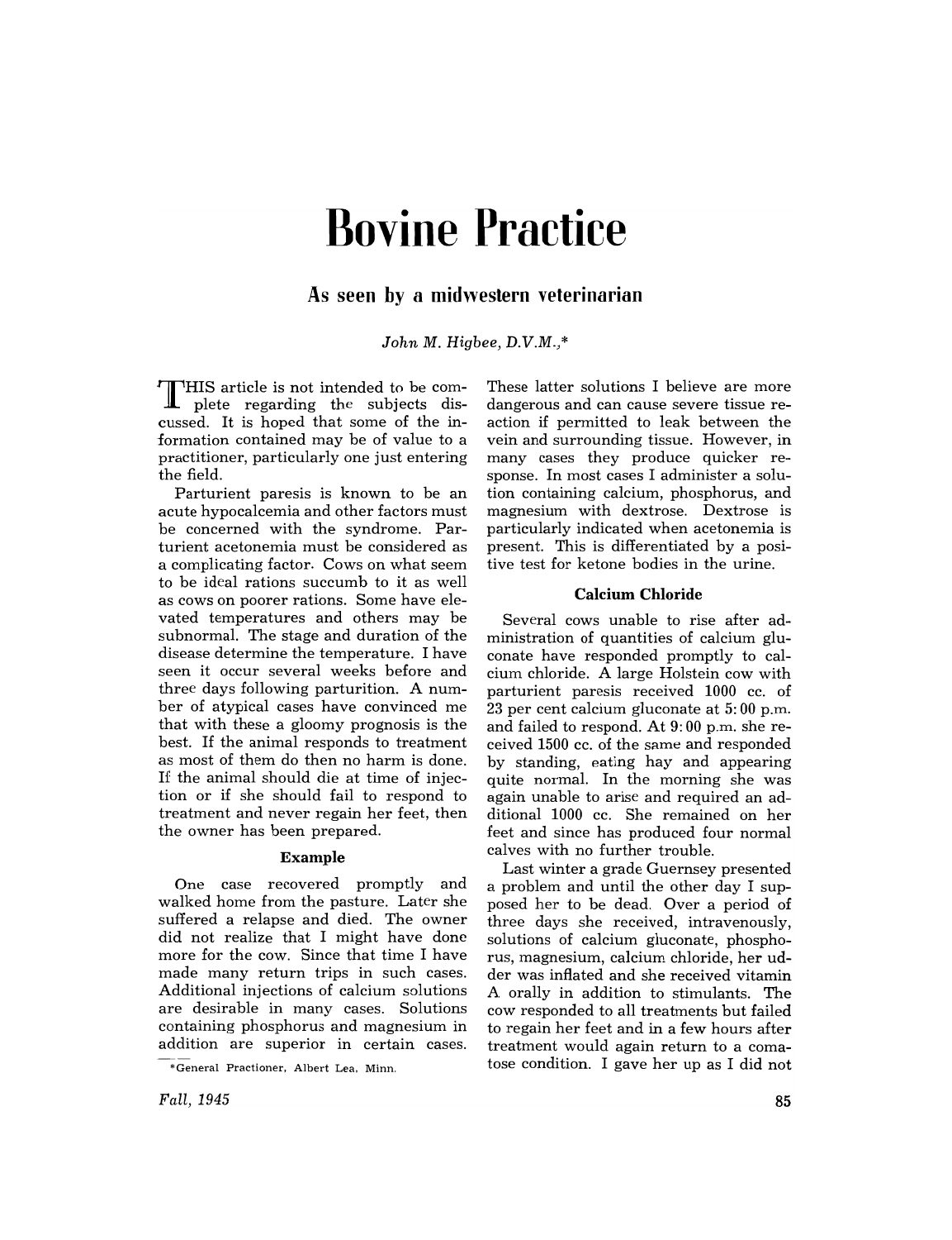# Bovine Practice

## As seen by a midwestern veterinarian

*John M. Higbee, D.V.M.,\**

THIS article is not intended to be complete regarding the subjects discussed. It is hoped that some of the information contained may be of value to a practitioner, particularly one just entering the field.

Parturient paresis is known to be an acute hypocalcemia and other factors must be concerned with the syndrome. Parturient acetonemia must be considered as a complicating factor. Cows on what seem to be ideal rations succumb to it as well as cows on poorer rations. Some have elevated temperatures and others may be subnormal. The stage and duration of the disease determine the temperature. I have seen it occur several weeks before and three days following parturition. A number of atypical cases have convinced me that with these a gloomy prognosis is the best. If the animal responds to treatment as most of them do then no harm is done. If the animal should die at time of injection or if she should fail to respond to treatment and never regain her feet, then the owner has been prepared.

### Example

One case recovered promptly and walked home from the pasture. Later she suffered a relapse and died. The owner did not realize that I might have done more for the cow. Since that time I have made many return trips in such cases. Additional injections of calcium solutions are desirable in many cases. Solutions containing phosphorus and magnesium in addition are superior in certain cases. These latter solutions I believe are more dangerous and can cause severe tissue reaction if permitted to leak between the vein and surrounding tissue. However, in many cases they produce quicker response. In most cases I administer a solution containing calcium, phosphorus, and magnesium with dextrose. Dextrose is particularly indicated when acetonemia is present. This is differentiated by a positive test for ketone bodies in the urine.

### Calcium Chloride

Several cows unable to rise after administration of quantities of calcium gluconate have responded promptly to calcium chloride. A large Holstein cow with parturient paresis received 1000 cc. of 23 per cent calcium gluconate at 5:00 p.m. and failed to respond. At 9:00 p.m. she received 1500 cc. of the same and responded by standing, eating hay and appearing quite normal. In the morning she was again unable to arise and required an additional 1000 cc. She remained on her feet and since has produced four normal calves with no further trouble.

Last winter a grade Guernsey presented a problem and until the other day I supposed her to be dead. Over a period of three days she received, intravenously, solutions of calcium gluconate, phosphorus, magnesium, calcium chloride, her udder was inflated and she received vitamin A orally in addition to stimulants. The cow responded to all treatments but failed to regain her feet and in a few hours after treatment would again return to a comatose condition. I gave her up as I did not

\*General Practioner, Albert Lea, Minn.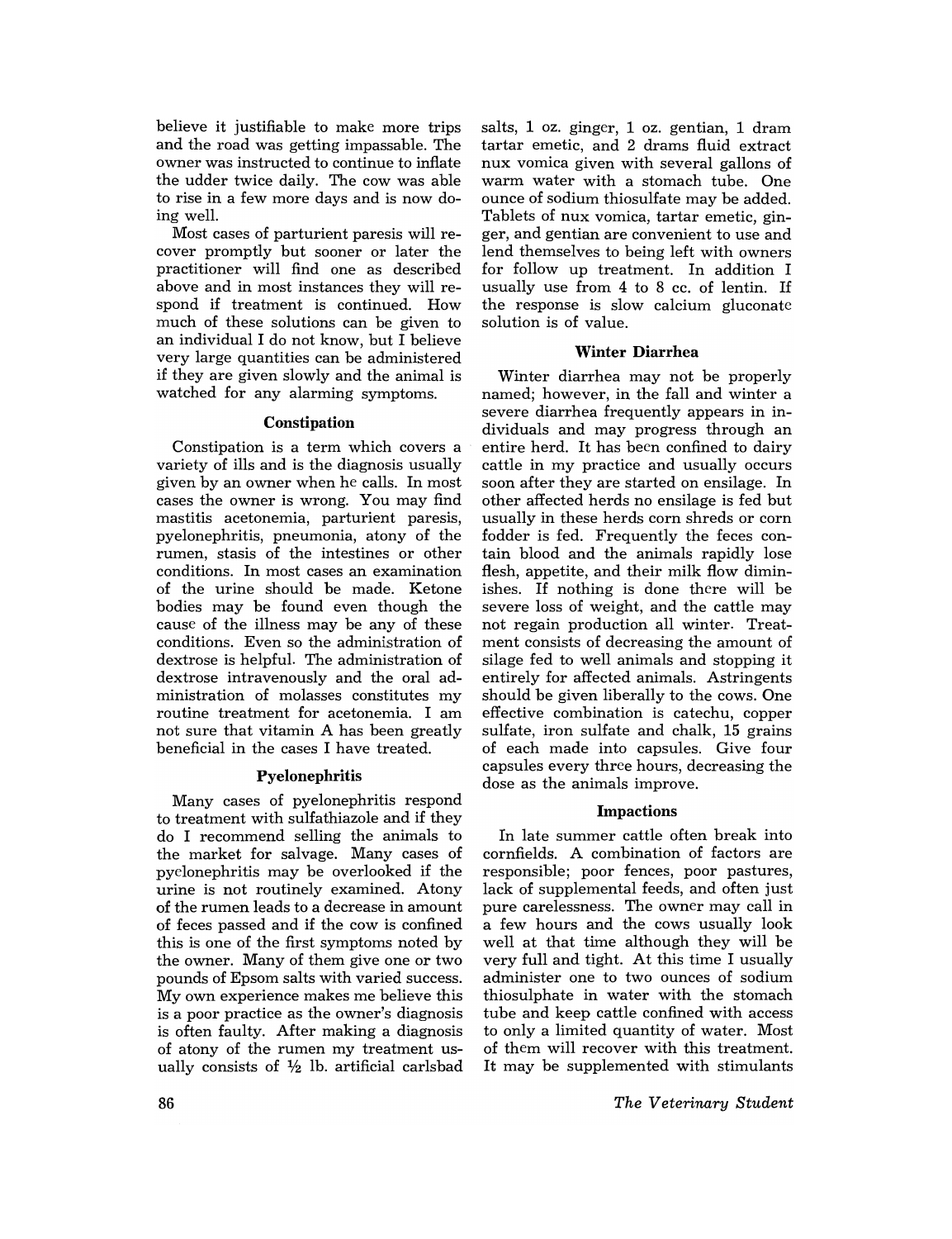believe it justifiable to make more trips and the road was getting impassable. The owner was instructed to continue to inflate the udder twice daily. The cow was able to rise in a few more days and is now doing well.

Most cases of parturient paresis will recover promptly but sooner or later the practitioner will find one as described above and in most instances they will respond if treatment is continued. How much of these solutions can be given to an individual I do not know, but I believe very large quantities can be administered if they are given slowly and the animal is watched for any alarming symptoms.

### Constipation

Constipation is a term which covers a variety of ills and is the diagnosis usually given by an owner when he calls. In most cases the owner is wrong. You may find mastitis acetonemia, parturient paresis, pyelonephritis, pneumonia, atony of the rumen, stasis of the intestines or other conditions. In most cases an examination of the urine should be made. Ketone bodies may be found even though the cause of the illness may be any of these conditions. Even so the administration of dextrose is helpful. The administration of dextrose intravenously and the oral administration of molasses constitutes my routine treatment for acetonemia. I am not sure that vitamin A has been greatly beneficial in the cases I have treated.

### Pyelonephritis

Many cases of pyelonephritis respond to treatment with sulfathiazole and if they do I recommend selling the animals to the market for salvage. Many cases of pyelonephritis may be overlooked if the urine is not routinely examined. Atony of the rumen leads to a decrease in amount of feces passed and if the cow is confined this is one of the first symptoms noted by the owner. Many of them give one or two pounds of Epsom salts with varied success. My own experience makes me believe this is a poor practice as the owner's diagnosis is often faulty. After making a diagnosis of atony of the rumen my treatment usually consists of ½ lb. artificial carlsbad salts, 1 oz. ginger, 1 oz. gentian, 1 dram tartar emetic, and 2 drams fluid extract nux vomica given with several gallons of warm water with a stomach tube. One ounce of sodium thiosulfate may be added. Tablets of nux vomica, tartar emetic, ginger, and gentian are convenient to use and lend themselves to being left with owners for follow up treatment. In addition I usually use from 4 to 8 cc. of lentin. If the response is slow calcium gluconate solution is of value.

### Winter Diarrhea

Winter diarrhea may not be properly named; however, in the fall and winter a severe diarrhea frequently appears in individuals and may progress through an entire herd. It has been confined to dairy cattle in my practice and usually occurs soon after they are started on ensilage. In other affected herds no ensilage is fed but usually in these herds corn shreds or corn fodder is fed. Frequently the feces contain blood and the animals rapidly lose flesh, appetite, and their milk flow diminishes. If nothing is done there will be severe loss of weight, and the cattle may not regain production all winter. Treatment consists of decreasing the amount of silage fed to well animals and stopping it entirely for affected animals. Astringents should be given liberally to the cows. One effective combination is catechu, copper sulfate, iron sulfate and chalk, 15 grains of each made into capsules. Give four capsules every three hours, decreasing the dose as the animals improve.

### Impactions

In late summer cattle often break into cornfields. A combination of factors are responsible; poor fences, poor pastures, lack of supplemental feeds, and often just pure carelessness. The owner may call in a few hours and the cows usually look well at that time although they will be very full and tight. At this time I usually administer one to two ounces of sodium thiosulphate in water with the stomach tube and keep cattle confined with access to only a limited quantity of water. Most of them will recover with this treatment. It may be supplemented with stimulants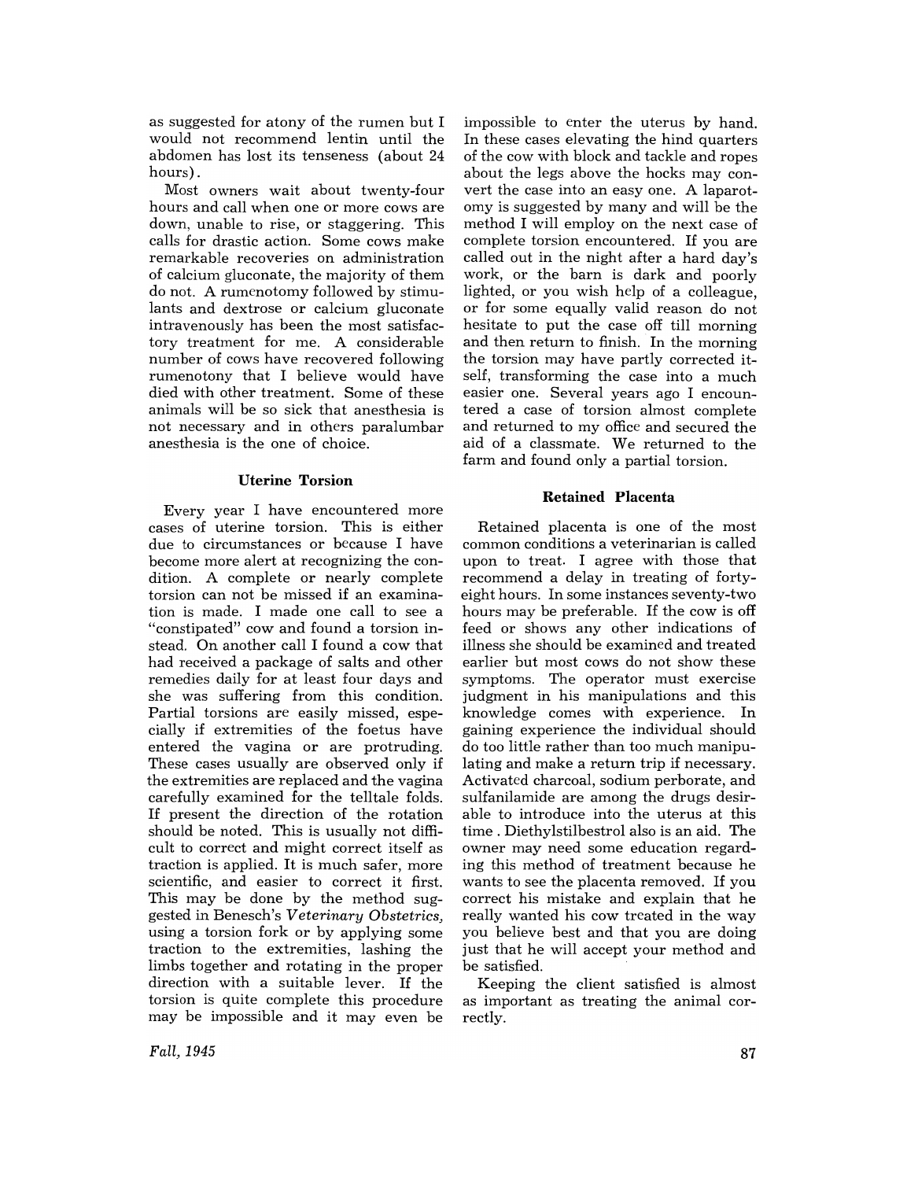as suggested for atony of the rumen but I would not recommend lentin until the abdomen has lost its tenseness (about 24 hours).

Most owners wait about twenty-four hours and call when one or more cows are down, unable to rise, or staggering. This calls for drastic action. Some cows make remarkable recoveries on administration of calcium gluconate, the majority of them do not. A rumenotomy followed by stimulants and dextrose or calcium gluconate intravenously has been the most satisfactory treatment for me. A considerable number of cows have recovered following rumenotomy that I believe would have died with other treatment. Some of these animals will be so sick that anesthesia is not necessary and in others paralumbar anesthesia is the one of choice.

### Uterine Torsion

Every year I have encountered more cases of uterine torsion. This is either due to circumstances or because I have become more alert at recognizing the condition. A complete or nearly complete torsion can not be missed if an examination is made. I made one call to see a "constipated" cow and found a torsion instead. On another call I found a cow that had received a package of salts and other remedies daily for at least four days and she was suffering from this condition. Partial torsions are easily missed, especially if extremities of the foetus have entered the vagina or are protruding. These cases usually are observed only if the extremities are replaced and the vagina carefully examined for the telltale folds. If present the direction of the rotation should be noted. This is usually not difficult to correct and might correct itself as traction is applied. It is much safer, more scientific, and easier to correct it first. This may be done by the method suggested in Benesch's *Veterinary Obstetrics,* using a torsion fork or by applying some traction to the extremities, lashing the limbs together and rotating in the proper direction with a suitable lever. If the torsion is quite complete this procedure may be impossible and it may even be impossible to enter the uterus by hand. In these cases elevating the hind quarters of the cow with block and tackle and ropes about the legs above the hocks may convert the case into an easy one. A laparotomy is suggested by many and will be the method I will employ on the next case of complete torsion encountered. If you are called out in the night after a hard day's work, or the barn is dark and poorly lighted, or you wish help of a colleague, or for some equally valid reason do not hesitate to put the case off till morning and then return to finish. In the morning the torsion may have partly corrected itself, transforming the case into a much easier one. Several years ago I encountered a case of torsion almost complete and returned to my office and secured the aid of a classmate. We returned to the farm and found only a partial torsion.

### Retained Placenta

Retained placenta is one of the most common conditions a veterinarian is called upon to treat. I agree with those that recommend a delay in treating of forty-eight hours. In some instances seventy-two hours may be preferable. If the cow is off feed or shows any other indications of illness she should be examined and treated earlier but most cows do not show these symptoms. The operator must exercise judgment in his manipulations and this knowledge comes with experience. In gaining experience the individual should do too little rather than too much manipulating and make a return trip if necessary. Activated charcoal, sodium perborate, and sulfanilamide are among the drugs desirable to introduce into the uterus at this time . Diethylstilbestrol also is an aid. The owner may need some education regarding this method of treatment because he wants to see the placenta removed. If you correct his mistake and explain that he really wanted his cow treated in the way you believe best and that you are doing just that he will accept your method and be satisfied.

Keeping the client satisfied is almost as important as treating the animal correctly.